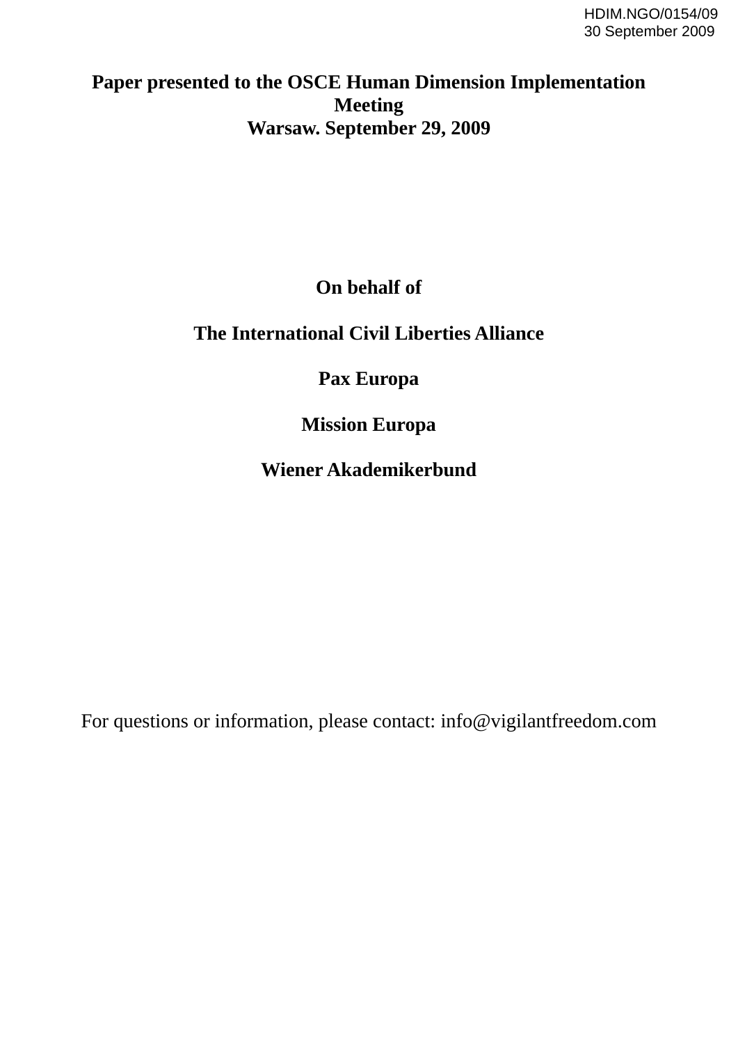HDIM.NGO/0154/09
30 September 2009

**Paper presented to the OSCE Human Dimension Implementation Meeting**
**Warsaw. September 29, 2009**

**On behalf of**

**The International Civil Liberties Alliance**

**Pax Europa**

**Mission Europa**

**Wiener Akademikerbund**

For questions or information, please contact: info@vigilantfreedom.com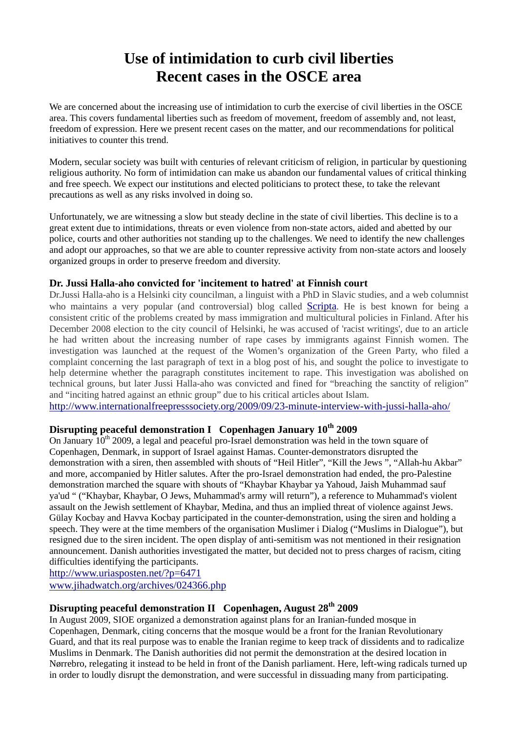# Use of intimidation to curb civil liberties
# Recent cases in the OSCE area

We are concerned about the increasing use of intimidation to curb the exercise of civil liberties in the OSCE area. This covers fundamental liberties such as freedom of movement, freedom of assembly and, not least, freedom of expression. Here we present recent cases on the matter, and our recommendations for political initiatives to counter this trend.

Modern, secular society was built with centuries of relevant criticism of religion, in particular by questioning religious authority. No form of intimidation can make us abandon our fundamental values of critical thinking and free speech. We expect our institutions and elected politicians to protect these, to take the relevant precautions as well as any risks involved in doing so.

Unfortunately, we are witnessing a slow but steady decline in the state of civil liberties. This decline is to a great extent due to intimidations, threats or even violence from non-state actors, aided and abetted by our police, courts and other authorities not standing up to the challenges. We need to identify the new challenges and adopt our approaches, so that we are able to counter repressive activity from non-state actors and loosely organized groups in order to preserve freedom and diversity.

### Dr. Jussi Halla-aho convicted for 'incitement to hatred' at Finnish court

Dr.Jussi Halla-aho is a Helsinki city councilman, a linguist with a PhD in Slavic studies, and a web columnist who maintains a very popular (and controversial) blog called Scripta. He is best known for being a consistent critic of the problems created by mass immigration and multicultural policies in Finland. After his December 2008 election to the city council of Helsinki, he was accused of 'racist writings', due to an article he had written about the increasing number of rape cases by immigrants against Finnish women. The investigation was launched at the request of the Women's organization of the Green Party, who filed a complaint concerning the last paragraph of text in a blog post of his, and sought the police to investigate to help determine whether the paragraph constitutes incitement to rape. This investigation was abolished on technical grouns, but later Jussi Halla-aho was convicted and fined for "breaching the sanctity of religion" and "inciting hatred against an ethnic group" due to his critical articles about Islam.

http://www.internationalfreepresssociety.org/2009/09/23-minute-interview-with-jussi-halla-aho/

### Disrupting peaceful demonstration I Copenhagen January 10th 2009

On January 10th 2009, a legal and peaceful pro-Israel demonstration was held in the town square of Copenhagen, Denmark, in support of Israel against Hamas. Counter-demonstrators disrupted the demonstration with a siren, then assembled with shouts of "Heil Hitler", "Kill the Jews ", "Allah-hu Akbar" and more, accompanied by Hitler salutes. After the pro-Israel demonstration had ended, the pro-Palestine demonstration marched the square with shouts of "Khaybar Khaybar ya Yahoud, Jaish Muhammad sauf ya'ud " ("Khaybar, Khaybar, O Jews, Muhammad's army will return"), a reference to Muhammad's violent assault on the Jewish settlement of Khaybar, Medina, and thus an implied threat of violence against Jews. Gülay Kocbay and Havva Kocbay participated in the counter-demonstration, using the siren and holding a speech. They were at the time members of the organisation Muslimer i Dialog ("Muslims in Dialogue"), but resigned due to the siren incident. The open display of anti-semitism was not mentioned in their resignation announcement. Danish authorities investigated the matter, but decided not to press charges of racism, citing difficulties identifying the participants.

http://www.uriasposten.net/?p=6471

www.jihadwatch.org/archives/024366.php

### Disrupting peaceful demonstration II Copenhagen, August 28th 2009

In August 2009, SIOE organized a demonstration against plans for an Iranian-funded mosque in Copenhagen, Denmark, citing concerns that the mosque would be a front for the Iranian Revolutionary Guard, and that its real purpose was to enable the Iranian regime to keep track of dissidents and to radicalize Muslims in Denmark. The Danish authorities did not permit the demonstration at the desired location in Nørrebro, relegating it instead to be held in front of the Danish parliament. Here, left-wing radicals turned up in order to loudly disrupt the demonstration, and were successful in dissuading many from participating.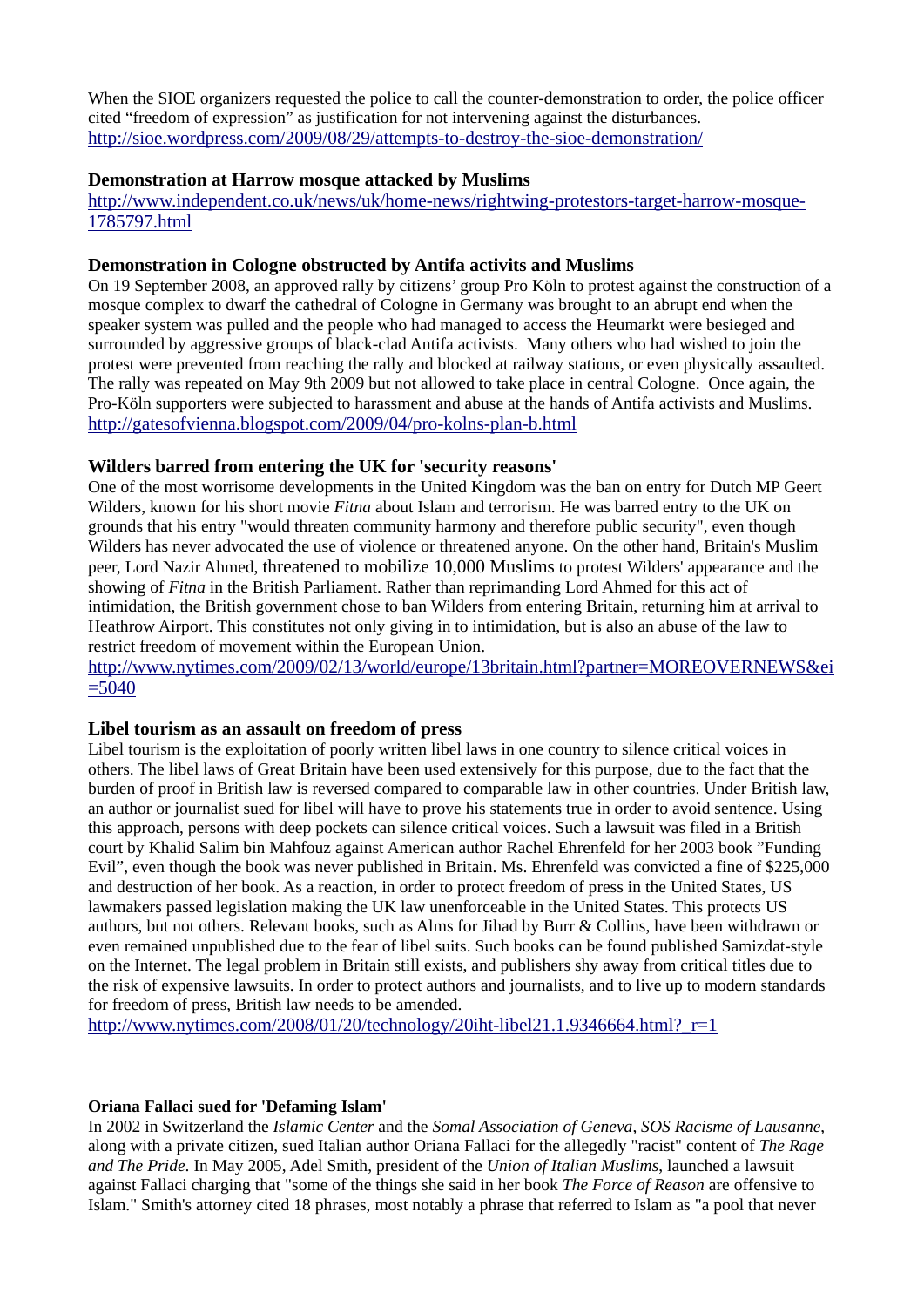When the SIOE organizers requested the police to call the counter-demonstration to order, the police officer cited "freedom of expression" as justification for not intervening against the disturbances. http://sioe.wordpress.com/2009/08/29/attempts-to-destroy-the-sioe-demonstration/

### Demonstration at Harrow mosque attacked by Muslims

http://www.independent.co.uk/news/uk/home-news/rightwing-protestors-target-harrow-mosque-1785797.html

### Demonstration in Cologne obstructed by Antifa activits and Muslims

On 19 September 2008, an approved rally by citizens' group Pro Köln to protest against the construction of a mosque complex to dwarf the cathedral of Cologne in Germany was brought to an abrupt end when the speaker system was pulled and the people who had managed to access the Heumarkt were besieged and surrounded by aggressive groups of black-clad Antifa activists. Many others who had wished to join the protest were prevented from reaching the rally and blocked at railway stations, or even physically assaulted. The rally was repeated on May 9th 2009 but not allowed to take place in central Cologne. Once again, the Pro-Köln supporters were subjected to harassment and abuse at the hands of Antifa activists and Muslims. http://gatesofvienna.blogspot.com/2009/04/pro-kolns-plan-b.html

### Wilders barred from entering the UK for 'security reasons'

One of the most worrisome developments in the United Kingdom was the ban on entry for Dutch MP Geert Wilders, known for his short movie *Fitna* about Islam and terrorism. He was barred entry to the UK on grounds that his entry "would threaten community harmony and therefore public security", even though Wilders has never advocated the use of violence or threatened anyone. On the other hand, Britain's Muslim peer, Lord Nazir Ahmed, threatened to mobilize 10,000 Muslims to protest Wilders' appearance and the showing of *Fitna* in the British Parliament. Rather than reprimanding Lord Ahmed for this act of intimidation, the British government chose to ban Wilders from entering Britain, returning him at arrival to Heathrow Airport. This constitutes not only giving in to intimidation, but is also an abuse of the law to restrict freedom of movement within the European Union.
http://www.nytimes.com/2009/02/13/world/europe/13britain.html?partner=MOREOVERNEWS&ei=5040

### Libel tourism as an assault on freedom of press

Libel tourism is the exploitation of poorly written libel laws in one country to silence critical voices in others. The libel laws of Great Britain have been used extensively for this purpose, due to the fact that the burden of proof in British law is reversed compared to comparable law in other countries. Under British law, an author or journalist sued for libel will have to prove his statements true in order to avoid sentence. Using this approach, persons with deep pockets can silence critical voices. Such a lawsuit was filed in a British court by Khalid Salim bin Mahfouz against American author Rachel Ehrenfeld for her 2003 book "Funding Evil", even though the book was never published in Britain. Ms. Ehrenfeld was convicted a fine of $225,000 and destruction of her book. As a reaction, in order to protect freedom of press in the United States, US lawmakers passed legislation making the UK law unenforceable in the United States. This protects US authors, but not others. Relevant books, such as Alms for Jihad by Burr & Collins, have been withdrawn or even remained unpublished due to the fear of libel suits. Such books can be found published Samizdat-style on the Internet. The legal problem in Britain still exists, and publishers shy away from critical titles due to the risk of expensive lawsuits. In order to protect authors and journalists, and to live up to modern standards for freedom of press, British law needs to be amended.
http://www.nytimes.com/2008/01/20/technology/20iht-libel21.1.9346664.html?_r=1

### Oriana Fallaci sued for 'Defaming Islam'

In 2002 in Switzerland the *Islamic Center* and the *Somal Association of Geneva*, *SOS Racisme of Lausanne*, along with a private citizen, sued Italian author Oriana Fallaci for the allegedly "racist" content of *The Rage and The Pride*. In May 2005, Adel Smith, president of the *Union of Italian Muslims*, launched a lawsuit against Fallaci charging that "some of the things she said in her book *The Force of Reason* are offensive to Islam." Smith's attorney cited 18 phrases, most notably a phrase that referred to Islam as "a pool that never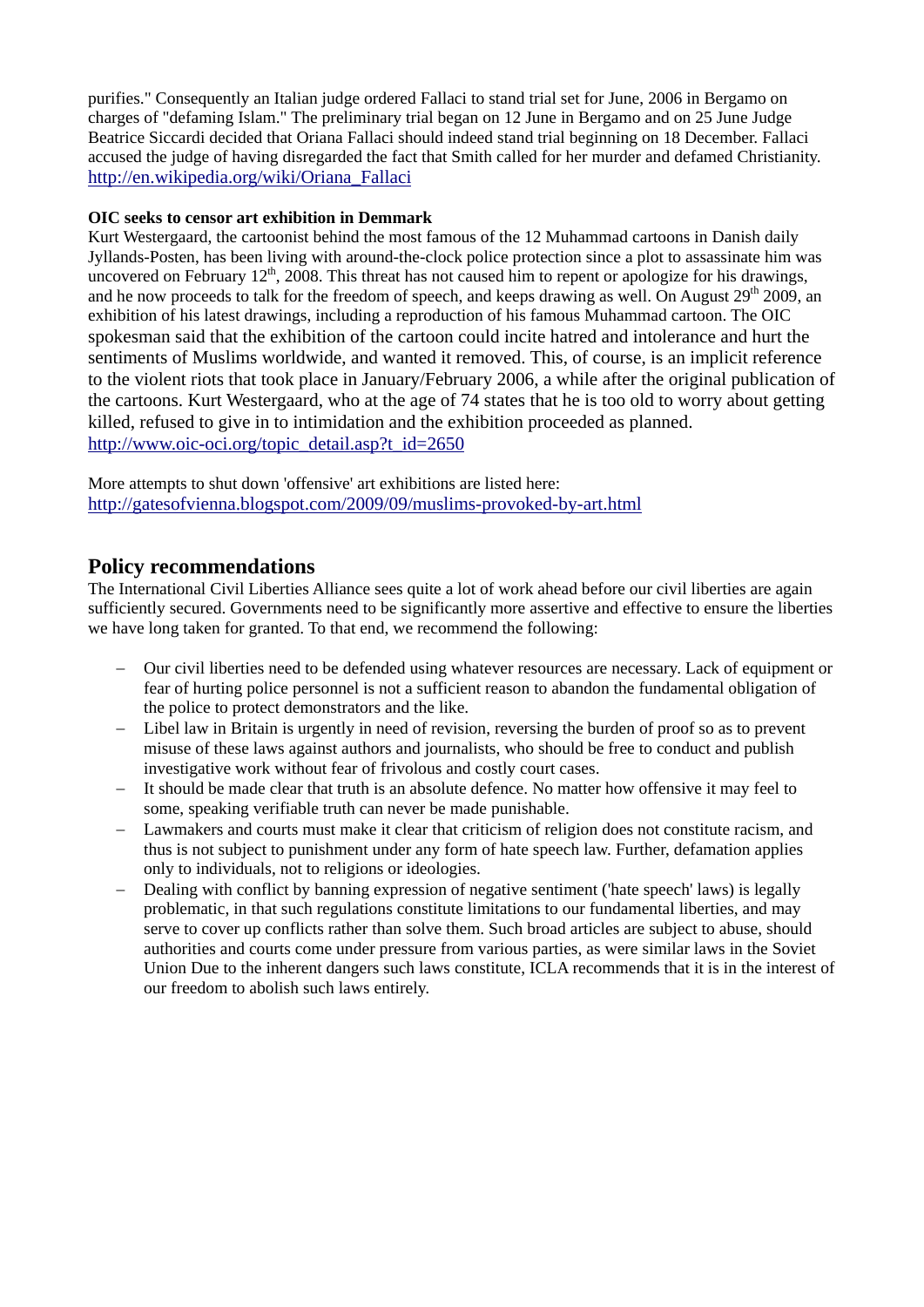purifies." Consequently an Italian judge ordered Fallaci to stand trial set for June, 2006 in Bergamo on charges of "defaming Islam." The preliminary trial began on 12 June in Bergamo and on 25 June Judge Beatrice Siccardi decided that Oriana Fallaci should indeed stand trial beginning on 18 December. Fallaci accused the judge of having disregarded the fact that Smith called for her murder and defamed Christianity. http://en.wikipedia.org/wiki/Oriana_Fallaci

**OIC seeks to censor art exhibition in Demmark**

Kurt Westergaard, the cartoonist behind the most famous of the 12 Muhammad cartoons in Danish daily Jyllands-Posten, has been living with around-the-clock police protection since a plot to assassinate him was uncovered on February 12th, 2008. This threat has not caused him to repent or apologize for his drawings, and he now proceeds to talk for the freedom of speech, and keeps drawing as well. On August 29th 2009, an exhibition of his latest drawings, including a reproduction of his famous Muhammad cartoon. The OIC spokesman said that the exhibition of the cartoon could incite hatred and intolerance and hurt the sentiments of Muslims worldwide, and wanted it removed. This, of course, is an implicit reference to the violent riots that took place in January/February 2006, a while after the original publication of the cartoons. Kurt Westergaard, who at the age of 74 states that he is too old to worry about getting killed, refused to give in to intimidation and the exhibition proceeded as planned. http://www.oic-oci.org/topic_detail.asp?t_id=2650

More attempts to shut down 'offensive' art exhibitions are listed here: http://gatesofvienna.blogspot.com/2009/09/muslims-provoked-by-art.html

## Policy recommendations

The International Civil Liberties Alliance sees quite a lot of work ahead before our civil liberties are again sufficiently secured. Governments need to be significantly more assertive and effective to ensure the liberties we have long taken for granted. To that end, we recommend the following:

- Our civil liberties need to be defended using whatever resources are necessary. Lack of equipment or fear of hurting police personnel is not a sufficient reason to abandon the fundamental obligation of the police to protect demonstrators and the like.
- Libel law in Britain is urgently in need of revision, reversing the burden of proof so as to prevent misuse of these laws against authors and journalists, who should be free to conduct and publish investigative work without fear of frivolous and costly court cases.
- It should be made clear that truth is an absolute defence. No matter how offensive it may feel to some, speaking verifiable truth can never be made punishable.
- Lawmakers and courts must make it clear that criticism of religion does not constitute racism, and thus is not subject to punishment under any form of hate speech law. Further, defamation applies only to individuals, not to religions or ideologies.
- Dealing with conflict by banning expression of negative sentiment ('hate speech' laws) is legally problematic, in that such regulations constitute limitations to our fundamental liberties, and may serve to cover up conflicts rather than solve them. Such broad articles are subject to abuse, should authorities and courts come under pressure from various parties, as were similar laws in the Soviet Union Due to the inherent dangers such laws constitute, ICLA recommends that it is in the interest of our freedom to abolish such laws entirely.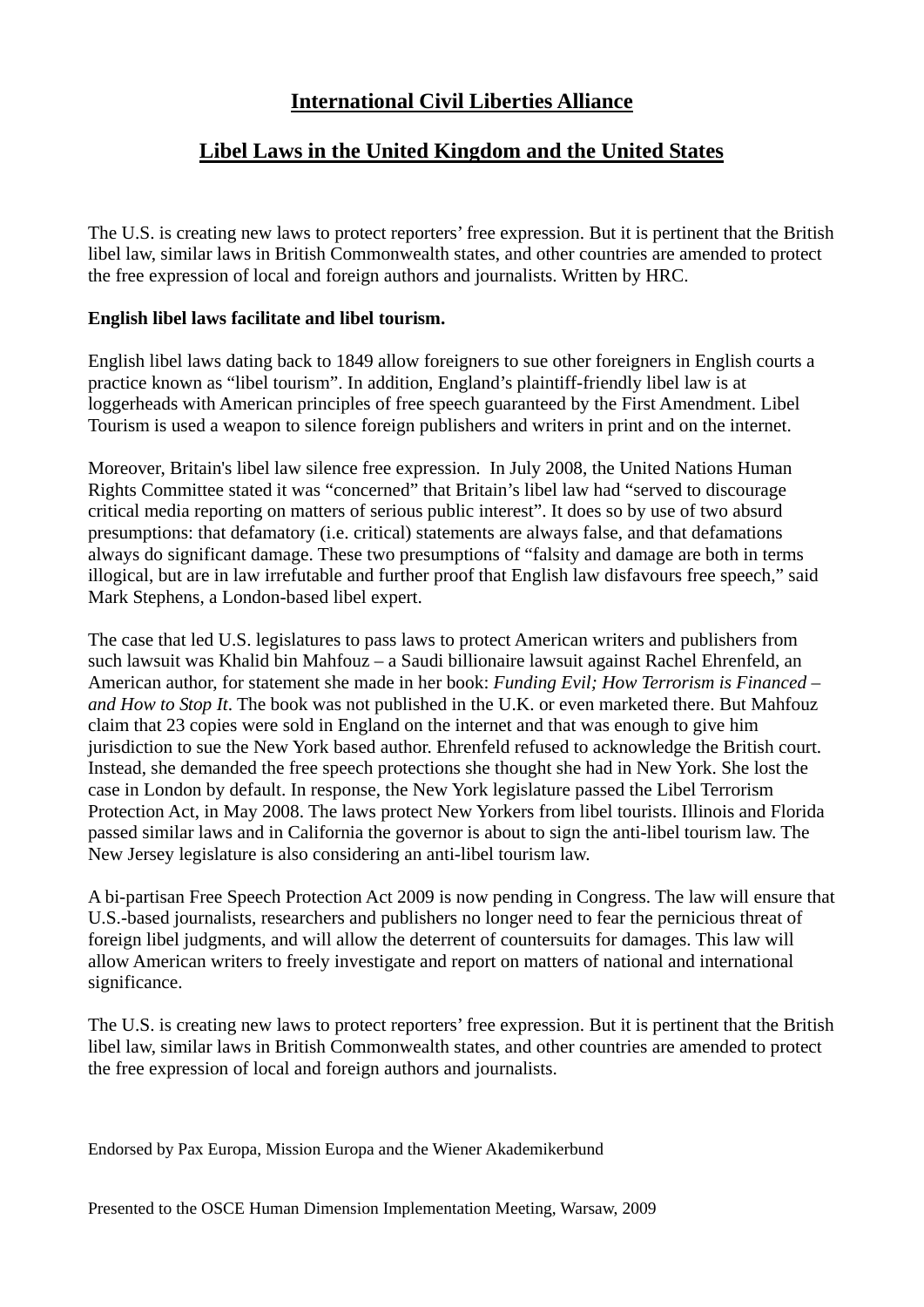## International Civil Liberties Alliance

## Libel Laws in the United Kingdom and the United States

The U.S. is creating new laws to protect reporters' free expression. But it is pertinent that the British libel law, similar laws in British Commonwealth states, and other countries are amended to protect the free expression of local and foreign authors and journalists. Written by HRC.

**English libel laws facilitate and libel tourism.**

English libel laws dating back to 1849 allow foreigners to sue other foreigners in English courts a practice known as "libel tourism". In addition, England's plaintiff-friendly libel law is at loggerheads with American principles of free speech guaranteed by the First Amendment. Libel Tourism is used a weapon to silence foreign publishers and writers in print and on the internet.

Moreover, Britain's libel law silence free expression. In July 2008, the United Nations Human Rights Committee stated it was "concerned" that Britain's libel law had "served to discourage critical media reporting on matters of serious public interest". It does so by use of two absurd presumptions: that defamatory (i.e. critical) statements are always false, and that defamations always do significant damage. These two presumptions of "falsity and damage are both in terms illogical, but are in law irrefutable and further proof that English law disfavours free speech," said Mark Stephens, a London-based libel expert.

The case that led U.S. legislatures to pass laws to protect American writers and publishers from such lawsuit was Khalid bin Mahfouz – a Saudi billionaire lawsuit against Rachel Ehrenfeld, an American author, for statement she made in her book: *Funding Evil; How Terrorism is Financed – and How to Stop It*. The book was not published in the U.K. or even marketed there. But Mahfouz claim that 23 copies were sold in England on the internet and that was enough to give him jurisdiction to sue the New York based author. Ehrenfeld refused to acknowledge the British court. Instead, she demanded the free speech protections she thought she had in New York. She lost the case in London by default. In response, the New York legislature passed the Libel Terrorism Protection Act, in May 2008. The laws protect New Yorkers from libel tourists. Illinois and Florida passed similar laws and in California the governor is about to sign the anti-libel tourism law. The New Jersey legislature is also considering an anti-libel tourism law.

A bi-partisan Free Speech Protection Act 2009 is now pending in Congress. The law will ensure that U.S.-based journalists, researchers and publishers no longer need to fear the pernicious threat of foreign libel judgments, and will allow the deterrent of countersuits for damages. This law will allow American writers to freely investigate and report on matters of national and international significance.

The U.S. is creating new laws to protect reporters' free expression. But it is pertinent that the British libel law, similar laws in British Commonwealth states, and other countries are amended to protect the free expression of local and foreign authors and journalists.

Endorsed by Pax Europa, Mission Europa and the Wiener Akademikerbund

Presented to the OSCE Human Dimension Implementation Meeting, Warsaw, 2009